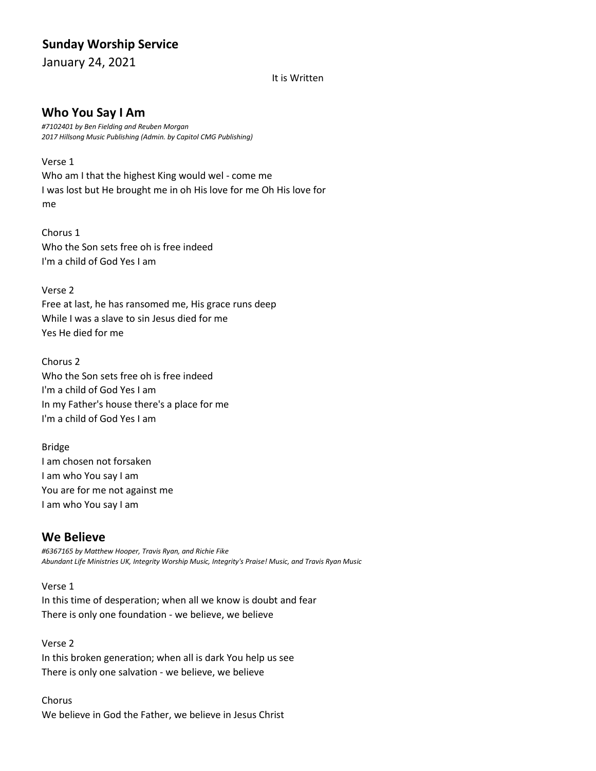# Sunday Worship Service

January 24, 2021

It is Written

## Who You Say I Am

*#7102401 by Ben Fielding and Reuben Morgan*
*2017 Hillsong Music Publishing (Admin. by Capitol CMG Publishing)*

Verse 1
Who am I that the highest King would wel - come me
I was lost but He brought me in oh His love for me Oh His love for me

Chorus 1
Who the Son sets free oh is free indeed
I'm a child of God Yes I am

Verse 2
Free at last, he has ransomed me, His grace runs deep
While I was a slave to sin Jesus died for me
Yes He died for me

Chorus 2
Who the Son sets free oh is free indeed
I'm a child of God Yes I am
In my Father's house there's a place for me
I'm a child of God Yes I am

Bridge
I am chosen not forsaken
I am who You say I am
You are for me not against me
I am who You say I am

## We Believe

*#6367165 by Matthew Hooper, Travis Ryan, and Richie Fike*
*Abundant Life Ministries UK, Integrity Worship Music, Integrity's Praise! Music, and Travis Ryan Music*

Verse 1
In this time of desperation; when all we know is doubt and fear
There is only one foundation - we believe, we believe

Verse 2
In this broken generation; when all is dark You help us see
There is only one salvation - we believe, we believe

Chorus
We believe in God the Father, we believe in Jesus Christ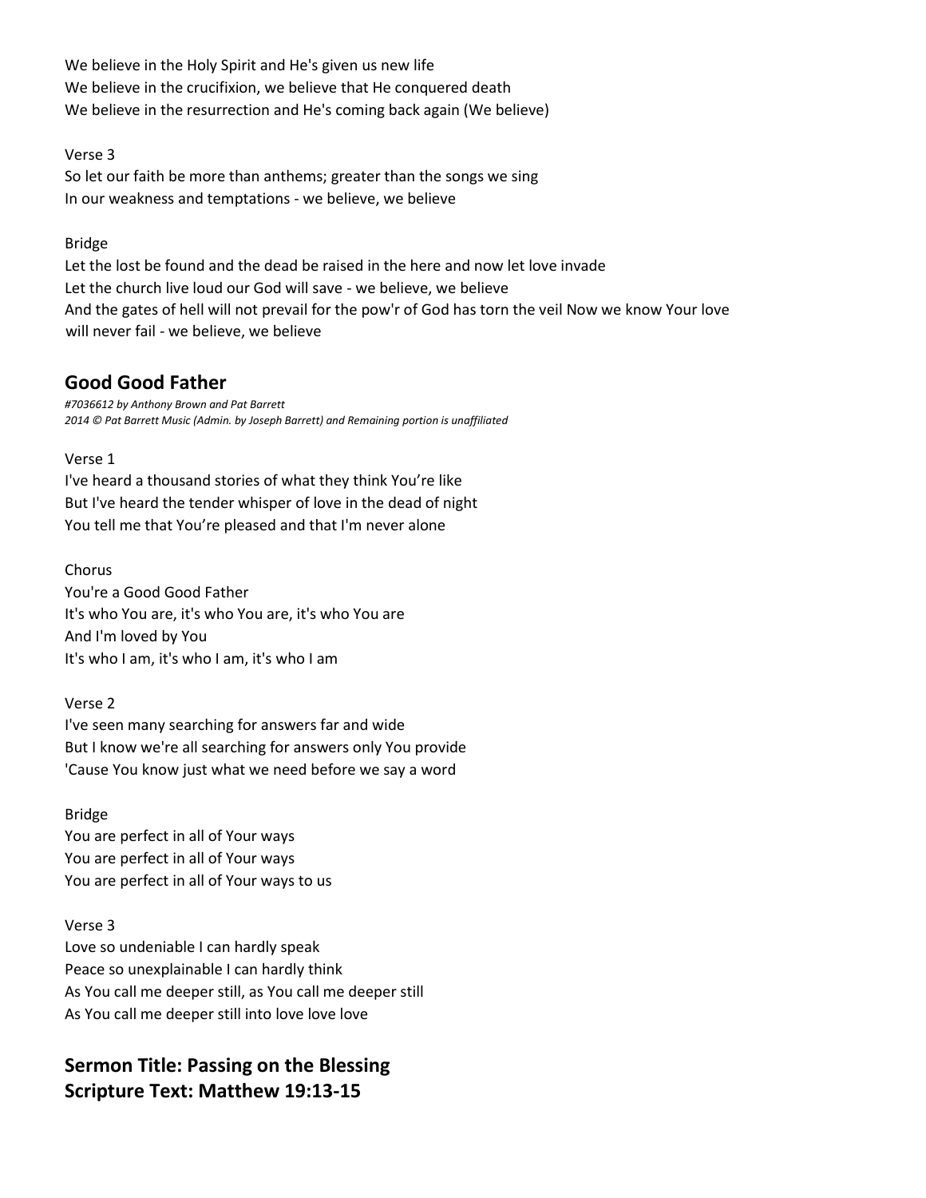We believe in the Holy Spirit and He's given us new life
We believe in the crucifixion, we believe that He conquered death
We believe in the resurrection and He's coming back again (We believe)

Verse 3
So let our faith be more than anthems; greater than the songs we sing
In our weakness and temptations - we believe, we believe

Bridge
Let the lost be found and the dead be raised in the here and now let love invade
Let the church live loud our God will save - we believe, we believe
And the gates of hell will not prevail for the pow'r of God has torn the veil Now we know Your love will never fail - we believe, we believe

## Good Good Father

*#7036612 by Anthony Brown and Pat Barrett*
*2014 © Pat Barrett Music (Admin. by Joseph Barrett) and Remaining portion is unaffiliated*

Verse 1
I've heard a thousand stories of what they think You're like
But I've heard the tender whisper of love in the dead of night
You tell me that You're pleased and that I'm never alone

Chorus
You're a Good Good Father
It's who You are, it's who You are, it's who You are
And I'm loved by You
It's who I am, it's who I am, it's who I am

Verse 2
I've seen many searching for answers far and wide
But I know we're all searching for answers only You provide
'Cause You know just what we need before we say a word

Bridge
You are perfect in all of Your ways
You are perfect in all of Your ways
You are perfect in all of Your ways to us

Verse 3
Love so undeniable I can hardly speak
Peace so unexplainable I can hardly think
As You call me deeper still, as You call me deeper still
As You call me deeper still into love love love

## Sermon Title: Passing on the Blessing
## Scripture Text: Matthew 19:13-15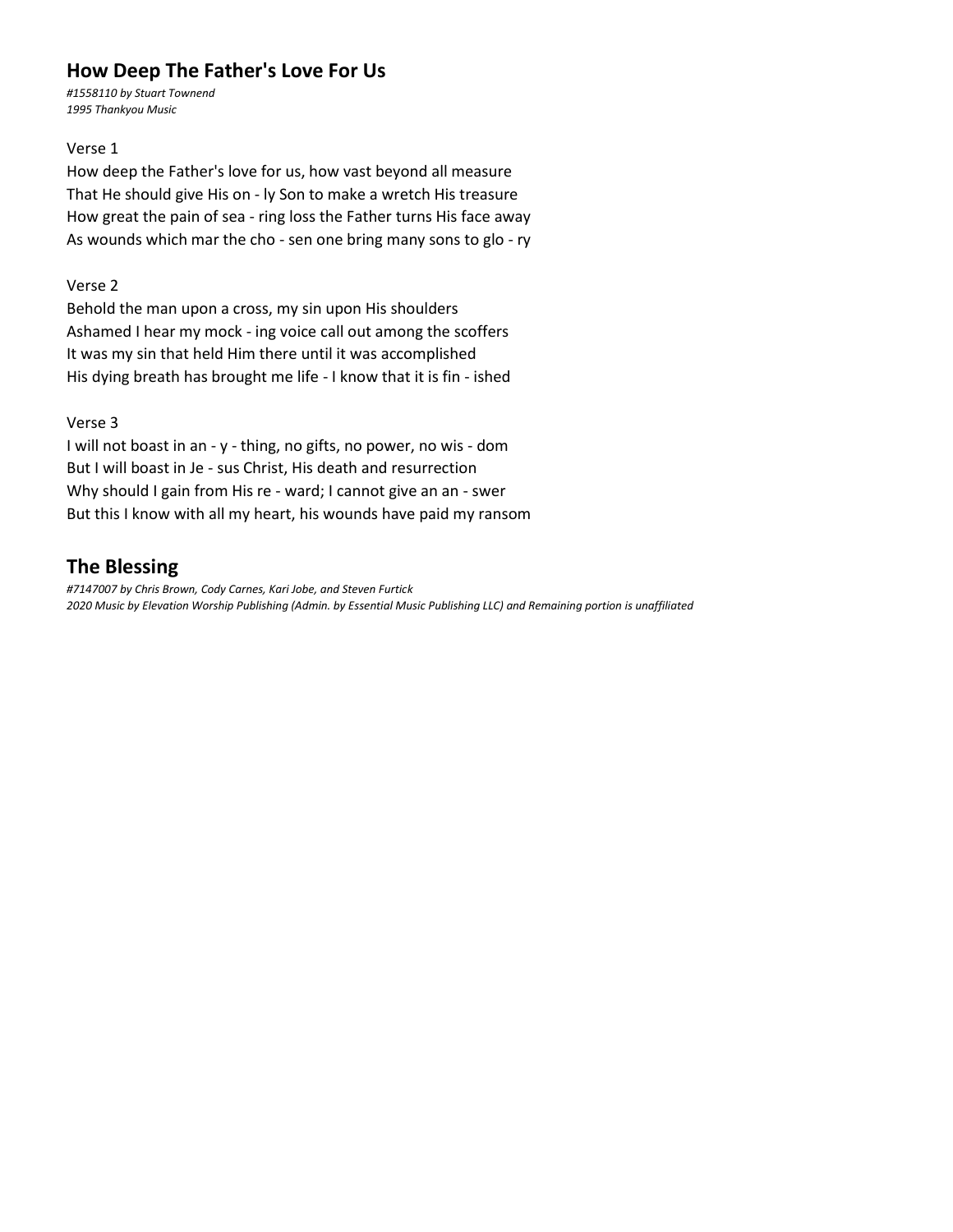## How Deep The Father's Love For Us

*#1558110 by Stuart Townend*
*1995 Thankyou Music*

Verse 1

How deep the Father's love for us, how vast beyond all measure
That He should give His on - ly Son to make a wretch His treasure
How great the pain of sea - ring loss the Father turns His face away
As wounds which mar the cho - sen one bring many sons to glo - ry

Verse 2

Behold the man upon a cross, my sin upon His shoulders
Ashamed I hear my mock - ing voice call out among the scoffers
It was my sin that held Him there until it was accomplished
His dying breath has brought me life - I know that it is fin - ished

Verse 3

I will not boast in an - y - thing, no gifts, no power, no wis - dom
But I will boast in Je - sus Christ, His death and resurrection
Why should I gain from His re - ward; I cannot give an an - swer
But this I know with all my heart, his wounds have paid my ransom

## The Blessing

*#7147007 by Chris Brown, Cody Carnes, Kari Jobe, and Steven Furtick*
*2020 Music by Elevation Worship Publishing (Admin. by Essential Music Publishing LLC) and Remaining portion is unaffiliated*